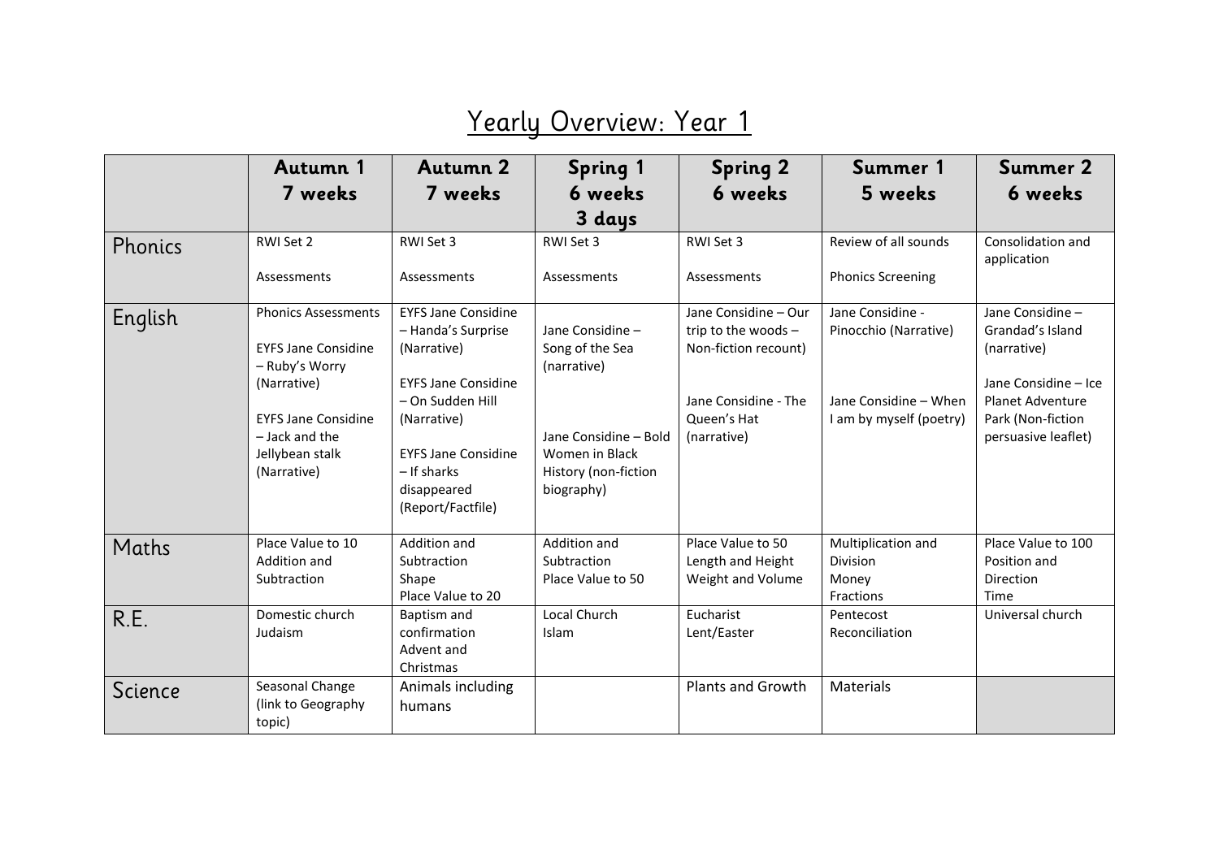# Yearly Overview: Year 1

| | Autumn 1 7 weeks | Autumn 2 7 weeks | Spring 1 6 weeks 3 days | Spring 2 6 weeks | Summer 1 5 weeks | Summer 2 6 weeks |
|---|---|---|---|---|---|---|
| Phonics | RWI Set 2<br><br>Assessments | RWI Set 3<br><br>Assessments | RWI Set 3<br><br>Assessments | RWI Set 3<br><br>Assessments | Review of all sounds<br><br>Phonics Screening | Consolidation and application |
| English | Phonics Assessments<br><br>EYFS Jane Considine – Ruby's Worry (Narrative)<br><br>EYFS Jane Considine – Jack and the Jellybean stalk (Narrative) | EYFS Jane Considine – Handa's Surprise (Narrative)<br><br>EYFS Jane Considine – On Sudden Hill (Narrative)<br><br>EYFS Jane Considine – If sharks disappeared (Report/Factfile) | Jane Considine – Song of the Sea (narrative)<br><br>Jane Considine – Bold Women in Black History (non-fiction biography) | Jane Considine – Our trip to the woods – Non-fiction recount)<br><br>Jane Considine - The Queen's Hat (narrative) | Jane Considine - Pinocchio (Narrative)<br><br>Jane Considine – When I am by myself (poetry) | Jane Considine – Grandad's Island (narrative)<br><br>Jane Considine – Ice Planet Adventure Park (Non-fiction persuasive leaflet) |
| Maths | Place Value to 10<br>Addition and Subtraction | Addition and Subtraction<br>Shape<br>Place Value to 20 | Addition and Subtraction<br>Place Value to 50 | Place Value to 50<br>Length and Height<br>Weight and Volume | Multiplication and Division<br>Money<br>Fractions | Place Value to 100<br>Position and Direction<br>Time |
| R.E. | Domestic church<br>Judaism | Baptism and confirmation<br>Advent and Christmas | Local Church<br>Islam | Eucharist<br>Lent/Easter | Pentecost<br>Reconciliation | Universal church |
| Science | Seasonal Change (link to Geography topic) | Animals including humans | | Plants and Growth | Materials | |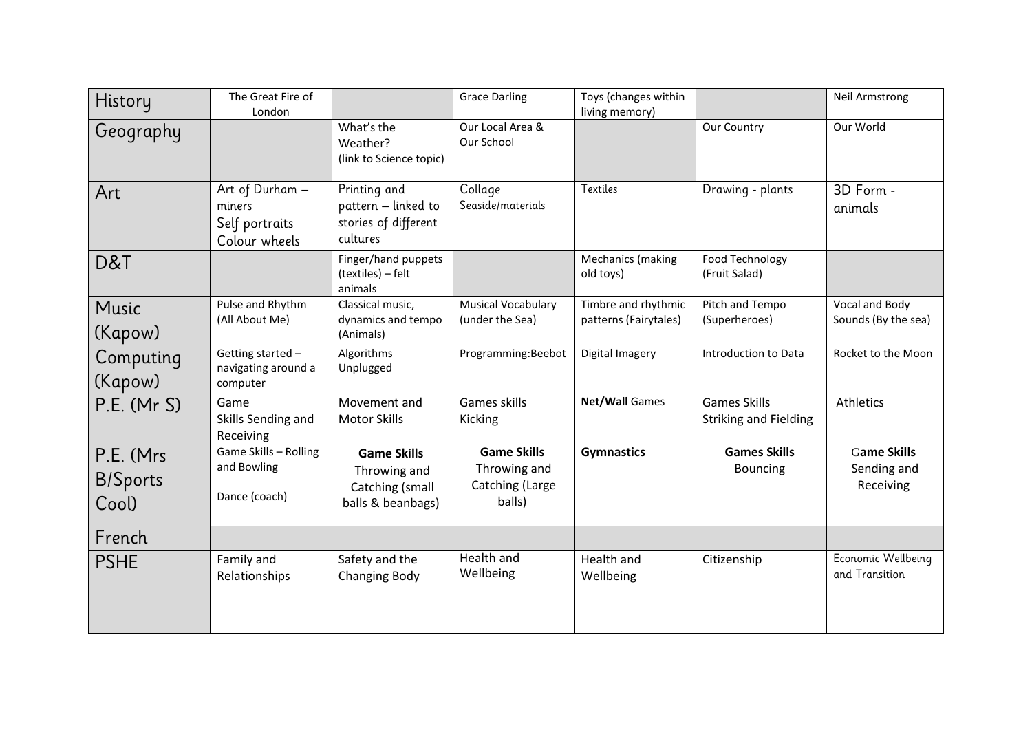| History | The Great Fire of London | | Grace Darling | Toys (changes within living memory) | | Neil Armstrong |
|---|---|---|---|---|---|---|
| Geography | | What's the Weather? (link to Science topic) | Our Local Area & Our School | | Our Country | Our World |
| Art | Art of Durham – miners<br>Self portraits<br>Colour wheels | Printing and pattern – linked to stories of different cultures | Collage<br>Seaside/materials | Textiles | Drawing - plants | 3D Form - animals |
| D&T | | Finger/hand puppets (textiles) – felt animals | | Mechanics (making old toys) | Food Technology (Fruit Salad) | |
| Music (Kapow) | Pulse and Rhythm (All About Me) | Classical music, dynamics and tempo (Animals) | Musical Vocabulary (under the Sea) | Timbre and rhythmic patterns (Fairytales) | Pitch and Tempo (Superheroes) | Vocal and Body Sounds (By the sea) |
| Computing (Kapow) | Getting started – navigating around a computer | Algorithms Unplugged | Programming:Beebot | Digital Imagery | Introduction to Data | Rocket to the Moon |
| P.E. (Mr S) | Game Skills Sending and Receiving | Movement and Motor Skills | Games skills Kicking | **Net/Wall** Games | Games Skills Striking and Fielding | Athletics |
| P.E. (Mrs B/Sports Cool) | Game Skills – Rolling and Bowling<br>Dance (coach) | **Game Skills** Throwing and Catching (small balls & beanbags) | **Game Skills** Throwing and Catching (Large balls) | **Gymnastics** | **Games Skills** Bouncing | **Game Skills** Sending and Receiving |
| French | | | | | | |
| PSHE | Family and Relationships | Safety and the Changing Body | Health and Wellbeing | Health and Wellbeing | Citizenship | Economic Wellbeing and Transition |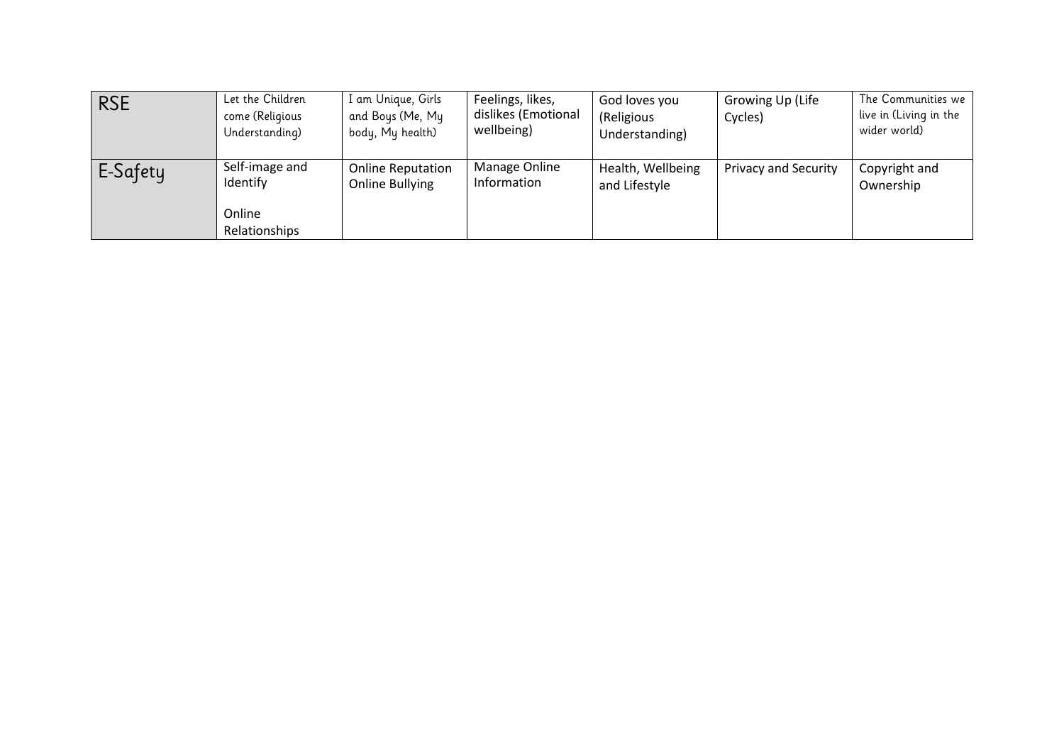| | | | | | | |
|---|---|---|---|---|---|---|
| RSE | Let the Children come (Religious Understanding) | I am Unique, Girls and Boys (Me, My body, My health) | Feelings, likes, dislikes (Emotional wellbeing) | God loves you (Religious Understanding) | Growing Up (Life Cycles) | The Communities we live in (Living in the wider world) |
| E-Safety | Self-image and Identify<br><br>Online Relationships | Online Reputation<br>Online Bullying | Manage Online Information | Health, Wellbeing and Lifestyle | Privacy and Security | Copyright and Ownership |